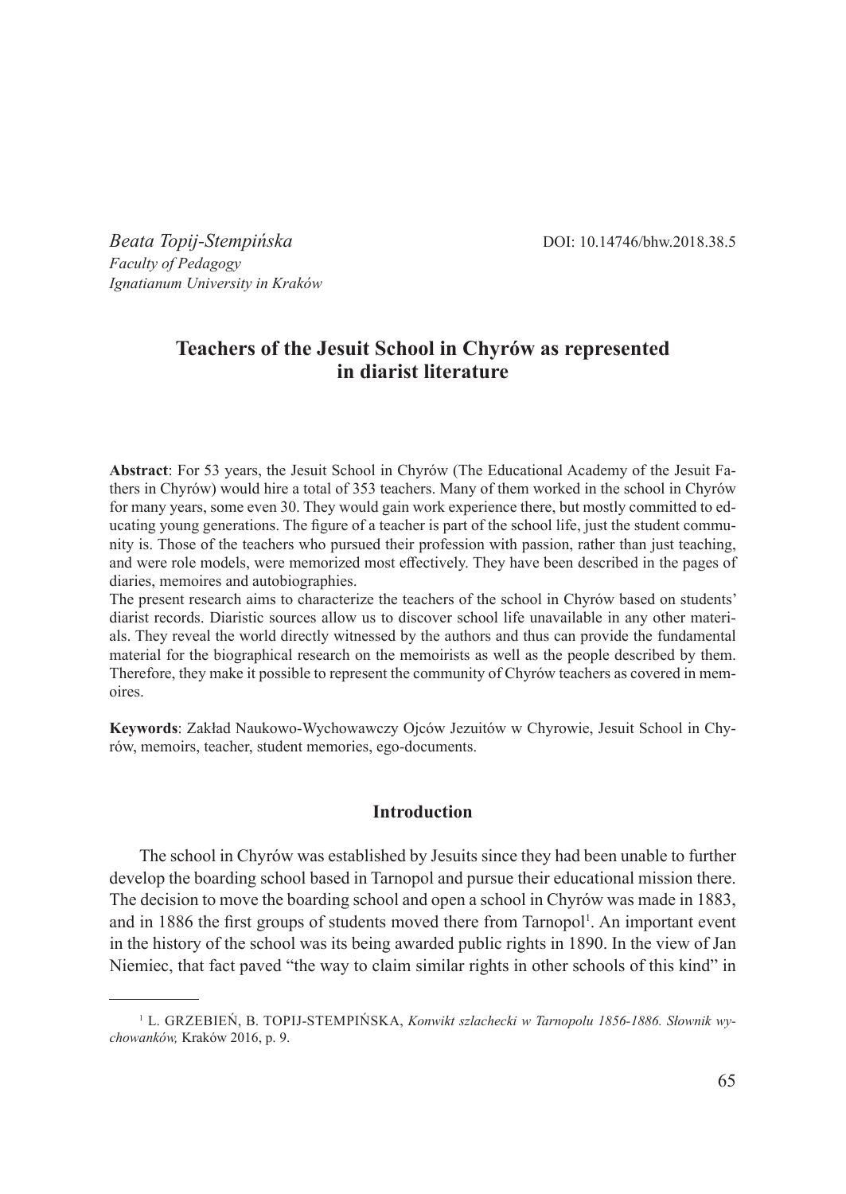*Beata Topij-Stempińska*
*Faculty of Pedagogy*
*Ignatianum University in Kraków*

DOI: 10.14746/bhw.2018.38.5

# Teachers of the Jesuit School in Chyrów as represented in diarist literature

**Abstract**: For 53 years, the Jesuit School in Chyrów (The Educational Academy of the Jesuit Fathers in Chyrów) would hire a total of 353 teachers. Many of them worked in the school in Chyrów for many years, some even 30. They would gain work experience there, but mostly committed to educating young generations. The figure of a teacher is part of the school life, just the student community is. Those of the teachers who pursued their profession with passion, rather than just teaching, and were role models, were memorized most effectively. They have been described in the pages of diaries, memoires and autobiographies.

The present research aims to characterize the teachers of the school in Chyrów based on students' diarist records. Diaristic sources allow us to discover school life unavailable in any other materials. They reveal the world directly witnessed by the authors and thus can provide the fundamental material for the biographical research on the memoirists as well as the people described by them. Therefore, they make it possible to represent the community of Chyrów teachers as covered in memoires.

**Keywords**: Zakład Naukowo-Wychowawczy Ojców Jezuitów w Chyrowie, Jesuit School in Chyrów, memoirs, teacher, student memories, ego-documents.

## Introduction

The school in Chyrów was established by Jesuits since they had been unable to further develop the boarding school based in Tarnopol and pursue their educational mission there. The decision to move the boarding school and open a school in Chyrów was made in 1883, and in 1886 the first groups of students moved there from Tarnopol[1]. An important event in the history of the school was its being awarded public rights in 1890. In the view of Jan Niemiec, that fact paved "the way to claim similar rights in other schools of this kind" in

---

[1] L. GRZEBIEŃ, B. TOPIJ-STEMPIŃSKA, *Konwikt szlachecki w Tarnopolu 1856-1886. Słownik wychowanków,* Kraków 2016, p. 9.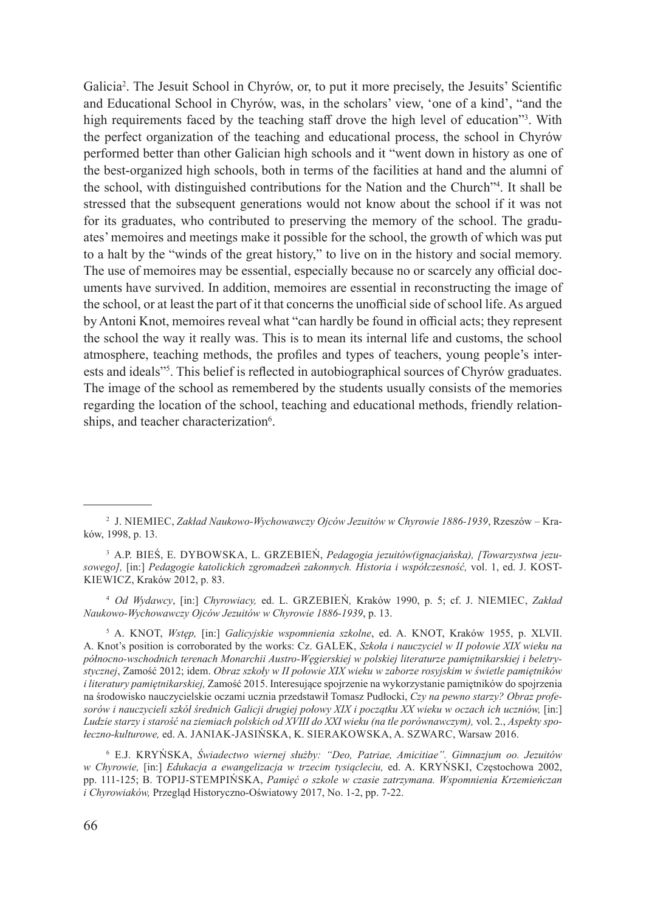Galicia[2]. The Jesuit School in Chyrów, or, to put it more precisely, the Jesuits' Scientific and Educational School in Chyrów, was, in the scholars' view, 'one of a kind', "and the high requirements faced by the teaching staff drove the high level of education"[3]. With the perfect organization of the teaching and educational process, the school in Chyrów performed better than other Galician high schools and it "went down in history as one of the best-organized high schools, both in terms of the facilities at hand and the alumni of the school, with distinguished contributions for the Nation and the Church"[4]. It shall be stressed that the subsequent generations would not know about the school if it was not for its graduates, who contributed to preserving the memory of the school. The graduates' memoires and meetings make it possible for the school, the growth of which was put to a halt by the "winds of the great history," to live on in the history and social memory. The use of memoires may be essential, especially because no or scarcely any official documents have survived. In addition, memoires are essential in reconstructing the image of the school, or at least the part of it that concerns the unofficial side of school life. As argued by Antoni Knot, memoires reveal what "can hardly be found in official acts; they represent the school the way it really was. This is to mean its internal life and customs, the school atmosphere, teaching methods, the profiles and types of teachers, young people's interests and ideals"[5]. This belief is reflected in autobiographical sources of Chyrów graduates. The image of the school as remembered by the students usually consists of the memories regarding the location of the school, teaching and educational methods, friendly relationships, and teacher characterization[6].

---

[2] J. NIEMIEC, *Zakład Naukowo-Wychowawczy Ojców Jezuitów w Chyrowie 1886-1939*, Rzeszów – Kraków, 1998, p. 13.

[3] A.P. BIEŚ, E. DYBOWSKA, L. GRZEBIEŃ, *Pedagogia jezuitów(ignacjańska), [Towarzystwa jezusowego],* [in:] *Pedagogie katolickich zgromadzeń zakonnych. Historia i współczesność,* vol. 1, ed. J. KOSTKIEWICZ, Kraków 2012, p. 83.

[4] *Od Wydawcy*, [in:] *Chyrowiacy,* ed. L. GRZEBIEŃ*,* Kraków 1990, p. 5; cf. J. NIEMIEC, *Zakład Naukowo-Wychowawczy Ojców Jezuitów w Chyrowie 1886-1939*, p. 13.

[5] A. KNOT, *Wstęp,* [in:] *Galicyjskie wspomnienia szkolne*, ed. A. KNOT, Kraków 1955, p. XLVII. A. Knot's position is corroborated by the works: Cz. GALEK, *Szkoła i nauczyciel w II połowie XIX wieku na północno-wschodnich terenach Monarchii Austro-Węgierskiej w polskiej literaturze pamiętnikarskiej i beletrystycznej*, Zamość 2012; idem. *Obraz szkoły w II połowie XIX wieku w zaborze rosyjskim w świetle pamiętników i literatury pamiętnikarskiej,* Zamość 2015. Interesujące spojrzenie na wykorzystanie pamiętników do spojrzenia na środowisko nauczycielskie oczami ucznia przedstawił Tomasz Pudłocki, *Czy na pewno starzy? Obraz profesorów i nauczycieli szkół średnich Galicji drugiej połowy XIX i początku XX wieku w oczach ich uczniów,* [in:] *Ludzie starzy i starość na ziemiach polskich od XVIII do XXI wieku (na tle porównawczym),* vol. 2., *Aspekty społeczno-kulturowe,* ed. A. JANIAK-JASIŃSKA, K. SIERAKOWSKA, A. SZWARC, Warsaw 2016.

[6] E.J. KRYŃSKA, *Świadectwo wiernej służby: "Deo, Patriae, Amicitiae". Gimnazjum oo. Jezuitów w Chyrowie,* [in:] *Edukacja a ewangelizacja w trzecim tysiącleciu,* ed. A. KRYŃSKI, Częstochowa 2002, pp. 111-125; B. TOPIJ-STEMPIŃSKA, *Pamięć o szkole w czasie zatrzymana. Wspomnienia Krzemieńczan i Chyrowiaków,* Przegląd Historyczno-Oświatowy 2017, No. 1-2, pp. 7-22.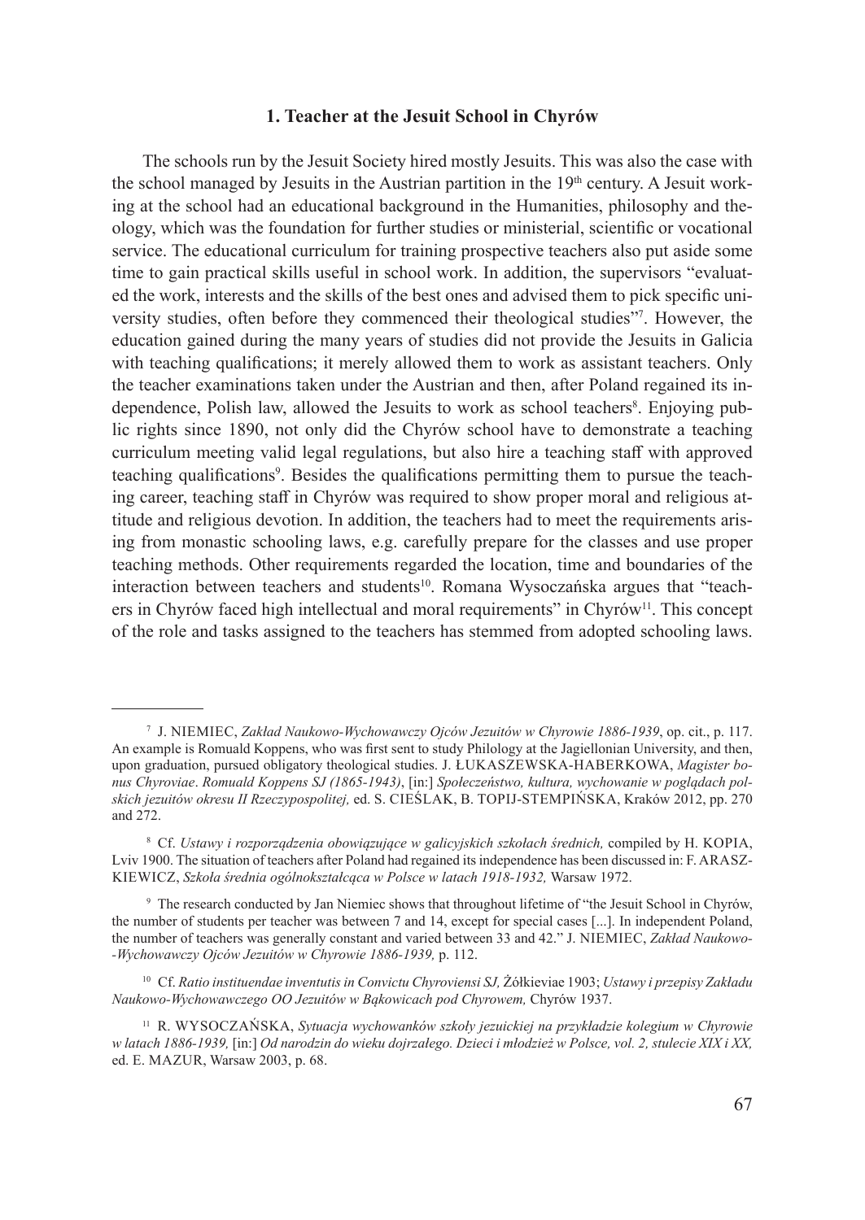### 1. Teacher at the Jesuit School in Chyrów

The schools run by the Jesuit Society hired mostly Jesuits. This was also the case with the school managed by Jesuits in the Austrian partition in the 19th century. A Jesuit working at the school had an educational background in the Humanities, philosophy and theology, which was the foundation for further studies or ministerial, scientific or vocational service. The educational curriculum for training prospective teachers also put aside some time to gain practical skills useful in school work. In addition, the supervisors "evaluated the work, interests and the skills of the best ones and advised them to pick specific university studies, often before they commenced their theological studies"[7]. However, the education gained during the many years of studies did not provide the Jesuits in Galicia with teaching qualifications; it merely allowed them to work as assistant teachers. Only the teacher examinations taken under the Austrian and then, after Poland regained its independence, Polish law, allowed the Jesuits to work as school teachers[8]. Enjoying public rights since 1890, not only did the Chyrów school have to demonstrate a teaching curriculum meeting valid legal regulations, but also hire a teaching staff with approved teaching qualifications[9]. Besides the qualifications permitting them to pursue the teaching career, teaching staff in Chyrów was required to show proper moral and religious attitude and religious devotion. In addition, the teachers had to meet the requirements arising from monastic schooling laws, e.g. carefully prepare for the classes and use proper teaching methods. Other requirements regarded the location, time and boundaries of the interaction between teachers and students[10]. Romana Wysoczańska argues that "teachers in Chyrów faced high intellectual and moral requirements" in Chyrów[11]. This concept of the role and tasks assigned to the teachers has stemmed from adopted schooling laws.

---

[7] J. NIEMIEC, *Zakład Naukowo-Wychowawczy Ojców Jezuitów w Chyrowie 1886-1939*, op. cit., p. 117. An example is Romuald Koppens, who was first sent to study Philology at the Jagiellonian University, and then, upon graduation, pursued obligatory theological studies. J. ŁUKASZEWSKA-HABERKOWA, *Magister bonus Chyroviae*. *Romuald Koppens SJ (1865-1943)*, [in:] *Społeczeństwo, kultura, wychowanie w poglądach polskich jezuitów okresu II Rzeczypospolitej,* ed. S. CIEŚLAK, B. TOPIJ-STEMPIŃSKA, Kraków 2012, pp. 270 and 272.

[8] Cf. *Ustawy i rozporządzenia obowiązujące w galicyjskich szkołach średnich,* compiled by H. KOPIA, Lviv 1900. The situation of teachers after Poland had regained its independence has been discussed in: F. ARASZKIEWICZ, *Szkoła średnia ogólnokształcąca w Polsce w latach 1918-1932,* Warsaw 1972.

[9] The research conducted by Jan Niemiec shows that throughout lifetime of "the Jesuit School in Chyrów, the number of students per teacher was between 7 and 14, except for special cases [...]. In independent Poland, the number of teachers was generally constant and varied between 33 and 42." J. NIEMIEC, *Zakład Naukowo-Wychowawczy Ojców Jezuitów w Chyrowie 1886-1939,* p. 112.

[10] Cf. *Ratio instituendae inventutis in Convictu Chyroviensi SJ,* Żółkieviae 1903; *Ustawy i przepisy Zakładu Naukowo-Wychowawczego OO Jezuitów w Bąkowicach pod Chyrowem,* Chyrów 1937.

[11] R. WYSOCZAŃSKA, *Sytuacja wychowanków szkoły jezuickiej na przykładzie kolegium w Chyrowie w latach 1886-1939,* [in:] *Od narodzin do wieku dojrzałego. Dzieci i młodzież w Polsce, vol. 2, stulecie XIX i XX,* ed. E. MAZUR, Warsaw 2003, p. 68.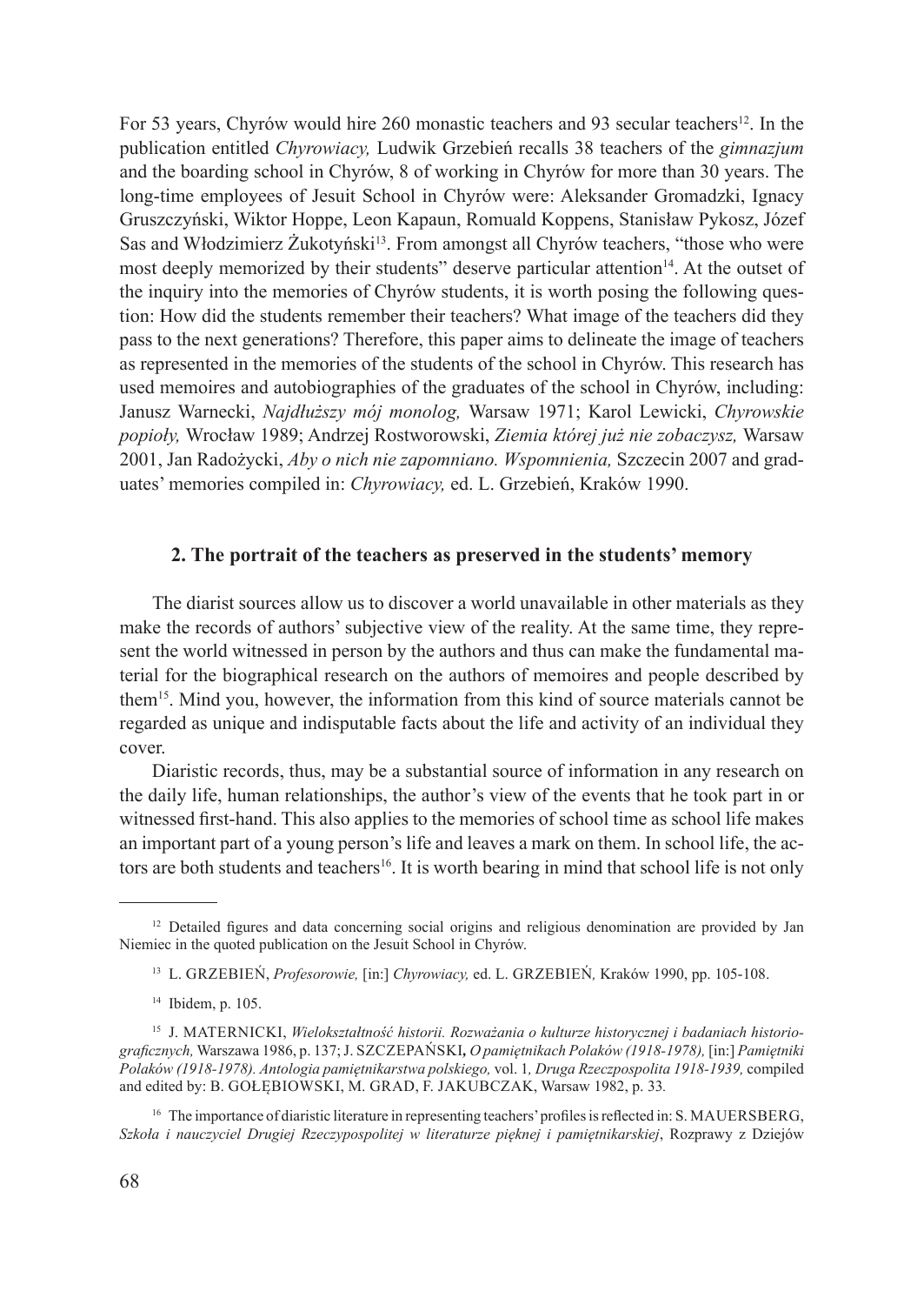For 53 years, Chyrów would hire 260 monastic teachers and 93 secular teachers[12]. In the publication entitled *Chyrowiacy,* Ludwik Grzebień recalls 38 teachers of the *gimnazjum* and the boarding school in Chyrów, 8 of working in Chyrów for more than 30 years. The long-time employees of Jesuit School in Chyrów were: Aleksander Gromadzki, Ignacy Gruszczyński, Wiktor Hoppe, Leon Kapaun, Romuald Koppens, Stanisław Pykosz, Józef Sas and Włodzimierz Żukotyński[13]. From amongst all Chyrów teachers, "those who were most deeply memorized by their students" deserve particular attention[14]. At the outset of the inquiry into the memories of Chyrów students, it is worth posing the following question: How did the students remember their teachers? What image of the teachers did they pass to the next generations? Therefore, this paper aims to delineate the image of teachers as represented in the memories of the students of the school in Chyrów. This research has used memoires and autobiographies of the graduates of the school in Chyrów, including: Janusz Warnecki, *Najdłuższy mój monolog,* Warsaw 1971; Karol Lewicki, *Chyrowskie popioły,* Wrocław 1989; Andrzej Rostworowski, *Ziemia której już nie zobaczysz,* Warsaw 2001, Jan Radożycki, *Aby o nich nie zapomniano. Wspomnienia,* Szczecin 2007 and graduates' memories compiled in: *Chyrowiacy,* ed. L. Grzebień, Kraków 1990.

## 2. The portrait of the teachers as preserved in the students' memory

The diarist sources allow us to discover a world unavailable in other materials as they make the records of authors' subjective view of the reality. At the same time, they represent the world witnessed in person by the authors and thus can make the fundamental material for the biographical research on the authors of memoires and people described by them[15]. Mind you, however, the information from this kind of source materials cannot be regarded as unique and indisputable facts about the life and activity of an individual they cover.

Diaristic records, thus, may be a substantial source of information in any research on the daily life, human relationships, the author's view of the events that he took part in or witnessed first-hand. This also applies to the memories of school time as school life makes an important part of a young person's life and leaves a mark on them. In school life, the actors are both students and teachers[16]. It is worth bearing in mind that school life is not only

---

[12] Detailed figures and data concerning social origins and religious denomination are provided by Jan Niemiec in the quoted publication on the Jesuit School in Chyrów.

[13] L. GRZEBIEŃ, *Profesorowie,* [in:] *Chyrowiacy,* ed. L. GRZEBIEŃ*,* Kraków 1990, pp. 105-108.

[14] Ibidem, p. 105.

[15] J. MATERNICKI, *Wielokształtność historii. Rozważania o kulturze historycznej i badaniach historiograficznych,* Warszawa 1986, p. 137; J. SZCZEPAŃSKI**,** *O pamiętnikach Polaków (1918-1978),* [in:] *Pamiętniki Polaków (1918-1978). Antologia pamiętnikarstwa polskiego,* vol. 1*, Druga Rzeczpospolita 1918-1939,* compiled and edited by: B. GOŁĘBIOWSKI, M. GRAD, F. JAKUBCZAK, Warsaw 1982, p. 33*.*

[16] The importance of diaristic literature in representing teachers' profiles is reflected in: S. MAUERSBERG, *Szkoła i nauczyciel Drugiej Rzeczypospolitej w literaturze pięknej i pamiętnikarskiej*, Rozprawy z Dziejów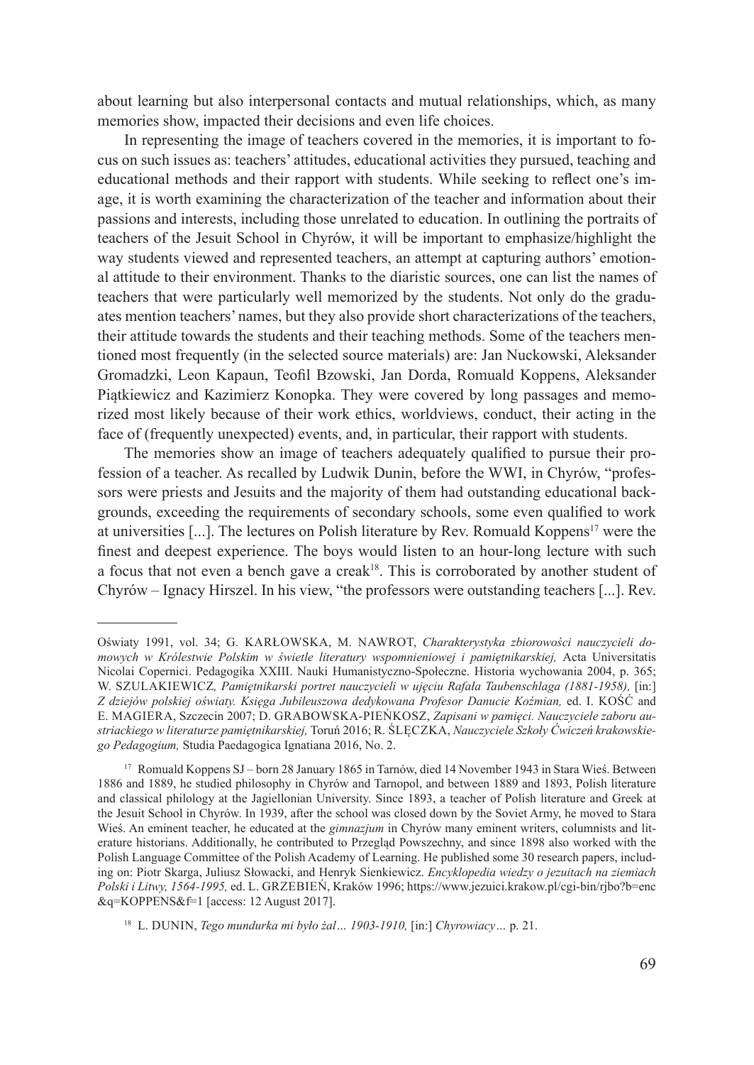about learning but also interpersonal contacts and mutual relationships, which, as many memories show, impacted their decisions and even life choices.

In representing the image of teachers covered in the memories, it is important to focus on such issues as: teachers' attitudes, educational activities they pursued, teaching and educational methods and their rapport with students. While seeking to reflect one's image, it is worth examining the characterization of the teacher and information about their passions and interests, including those unrelated to education. In outlining the portraits of teachers of the Jesuit School in Chyrów, it will be important to emphasize/highlight the way students viewed and represented teachers, an attempt at capturing authors' emotional attitude to their environment. Thanks to the diaristic sources, one can list the names of teachers that were particularly well memorized by the students. Not only do the graduates mention teachers' names, but they also provide short characterizations of the teachers, their attitude towards the students and their teaching methods. Some of the teachers mentioned most frequently (in the selected source materials) are: Jan Nuckowski, Aleksander Gromadzki, Leon Kapaun, Teofil Bzowski, Jan Dorda, Romuald Koppens, Aleksander Piątkiewicz and Kazimierz Konopka. They were covered by long passages and memorized most likely because of their work ethics, worldviews, conduct, their acting in the face of (frequently unexpected) events, and, in particular, their rapport with students.

The memories show an image of teachers adequately qualified to pursue their profession of a teacher. As recalled by Ludwik Dunin, before the WWI, in Chyrów, "professors were priests and Jesuits and the majority of them had outstanding educational backgrounds, exceeding the requirements of secondary schools, some even qualified to work at universities [...]. The lectures on Polish literature by Rev. Romuald Koppens[17] were the finest and deepest experience. The boys would listen to an hour-long lecture with such a focus that not even a bench gave a creak[18]. This is corroborated by another student of Chyrów – Ignacy Hirszel. In his view, "the professors were outstanding teachers [...]. Rev.

---

Oświaty 1991, vol. 34; G. KARŁOWSKA, M. NAWROT, *Charakterystyka zbiorowości nauczycieli domowych w Królestwie Polskim w świetle literatury wspomnieniowej i pamiętnikarskiej,* Acta Universitatis Nicolai Copernici. Pedagogika XXIII. Nauki Humanistyczno-Społeczne. Historia wychowania 2004, p. 365; W. SZULAKIEWICZ, *Pamiętnikarski portret nauczycieli w ujęciu Rafała Taubenschlaga (1881-1958),* [in:] *Z dziejów polskiej oświaty. Księga Jubileuszowa dedykowana Profesor Danucie Koźmian,* ed. I. KOŚĆ and E. MAGIERA, Szczecin 2007; D. GRABOWSKA-PIEŃKOSZ, *Zapisani w pamięci. Nauczyciele zaboru austriackiego w literaturze pamiętnikarskiej,* Toruń 2016; R. ŚLĘCZKA, *Nauczyciele Szkoły Ćwiczeń krakowskiego Pedagogium,* Studia Paedagogica Ignatiana 2016, No. 2.

[17] Romuald Koppens SJ – born 28 January 1865 in Tarnów, died 14 November 1943 in Stara Wieś. Between 1886 and 1889, he studied philosophy in Chyrów and Tarnopol, and between 1889 and 1893, Polish literature and classical philology at the Jagiellonian University. Since 1893, a teacher of Polish literature and Greek at the Jesuit School in Chyrów. In 1939, after the school was closed down by the Soviet Army, he moved to Stara Wieś. An eminent teacher, he educated at the *gimnazjum* in Chyrów many eminent writers, columnists and literature historians. Additionally, he contributed to Przegląd Powszechny, and since 1898 also worked with the Polish Language Committee of the Polish Academy of Learning. He published some 30 research papers, including on: Piotr Skarga, Juliusz Słowacki, and Henryk Sienkiewicz. *Encyklopedia wiedzy o jezuitach na ziemiach Polski i Litwy, 1564-1995,* ed. L. GRZEBIEŃ, Kraków 1996; https://www.jezuici.krakow.pl/cgi-bin/rjbo?b=enc&q=KOPPENS&f=1 [access: 12 August 2017].

[18] L. DUNIN, *Tego mundurka mi było żal… 1903-1910,* [in:] *Chyrowiacy…* p. 21.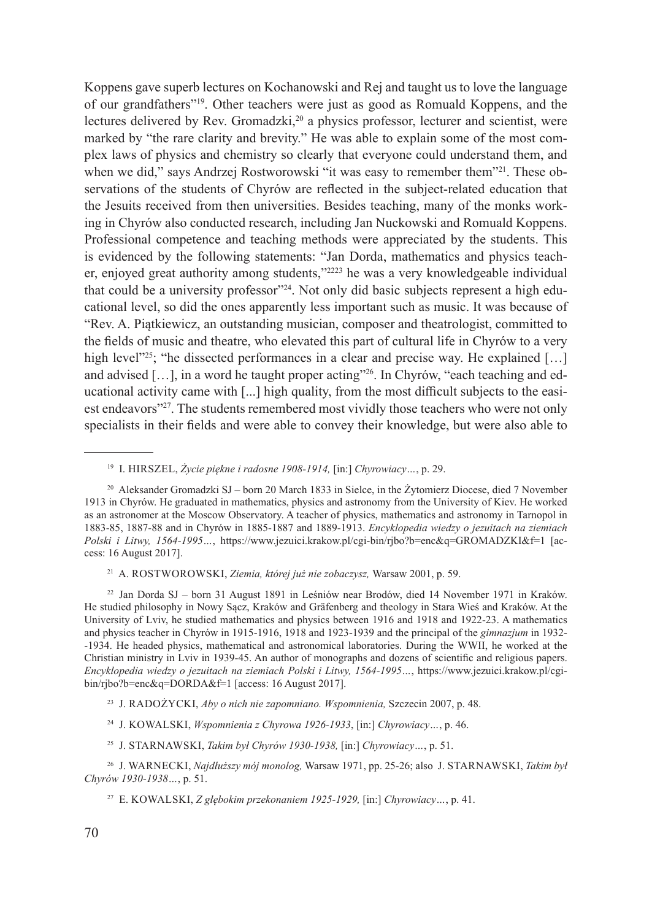Koppens gave superb lectures on Kochanowski and Rej and taught us to love the language of our grandfathers"[19]. Other teachers were just as good as Romuald Koppens, and the lectures delivered by Rev. Gromadzki,[20] a physics professor, lecturer and scientist, were marked by "the rare clarity and brevity." He was able to explain some of the most complex laws of physics and chemistry so clearly that everyone could understand them, and when we did," says Andrzej Rostworowski "it was easy to remember them"[21]. These observations of the students of Chyrów are reflected in the subject-related education that the Jesuits received from then universities. Besides teaching, many of the monks working in Chyrów also conducted research, including Jan Nuckowski and Romuald Koppens. Professional competence and teaching methods were appreciated by the students. This is evidenced by the following statements: "Jan Dorda, mathematics and physics teacher, enjoyed great authority among students,"[22][23] he was a very knowledgeable individual that could be a university professor"[24]. Not only did basic subjects represent a high educational level, so did the ones apparently less important such as music. It was because of "Rev. A. Piątkiewicz, an outstanding musician, composer and theatrologist, committed to the fields of music and theatre, who elevated this part of cultural life in Chyrów to a very high level"[25]; "he dissected performances in a clear and precise way. He explained […] and advised […], in a word he taught proper acting"[26]. In Chyrów, "each teaching and educational activity came with [...] high quality, from the most difficult subjects to the easiest endeavors"[27]. The students remembered most vividly those teachers who were not only specialists in their fields and were able to convey their knowledge, but were also able to

---

[19] I. HIRSZEL, *Życie piękne i radosne 1908-1914,* [in:] *Chyrowiacy…*, p. 29.

[20] Aleksander Gromadzki SJ – born 20 March 1833 in Sielce, in the Żytomierz Diocese, died 7 November 1913 in Chyrów. He graduated in mathematics, physics and astronomy from the University of Kiev. He worked as an astronomer at the Moscow Observatory. A teacher of physics, mathematics and astronomy in Tarnopol in 1883-85, 1887-88 and in Chyrów in 1885-1887 and 1889-1913. *Encyklopedia wiedzy o jezuitach na ziemiach Polski i Litwy, 1564-1995…*, https://www.jezuici.krakow.pl/cgi-bin/rjbo?b=enc&q=GROMADZKI&f=1 [access: 16 August 2017].

[21] A. ROSTWOROWSKI, *Ziemia, której już nie zobaczysz,* Warsaw 2001, p. 59.

[22] Jan Dorda SJ – born 31 August 1891 in Leśniów near Brodów, died 14 November 1971 in Kraków. He studied philosophy in Nowy Sącz, Kraków and Gräfenberg and theology in Stara Wieś and Kraków. At the University of Lviv, he studied mathematics and physics between 1916 and 1918 and 1922-23. A mathematics and physics teacher in Chyrów in 1915-1916, 1918 and 1923-1939 and the principal of the *gimnazjum* in 1932-1934. He headed physics, mathematical and astronomical laboratories. During the WWII, he worked at the Christian ministry in Lviv in 1939-45. An author of monographs and dozens of scientific and religious papers. *Encyklopedia wiedzy o jezuitach na ziemiach Polski i Litwy, 1564-1995…*, https://www.jezuici.krakow.pl/cgi-bin/rjbo?b=enc&q=DORDA&f=1 [access: 16 August 2017].

[23] J. RADOŻYCKI, *Aby o nich nie zapomniano. Wspomnienia,* Szczecin 2007, p. 48.

[24] J. KOWALSKI, *Wspomnienia z Chyrowa 1926-1933*, [in:] *Chyrowiacy…*, p. 46.

[25] J. STARNAWSKI, *Takim był Chyrów 1930-1938,* [in:] *Chyrowiacy…*, p. 51.

[26] J. WARNECKI, *Najdłuższy mój monolog,* Warsaw 1971, pp. 25-26; also J. STARNAWSKI, *Takim był Chyrów 1930-1938…*, p. 51.

[27] E. KOWALSKI, *Z głębokim przekonaniem 1925-1929,* [in:] *Chyrowiacy…*, p. 41.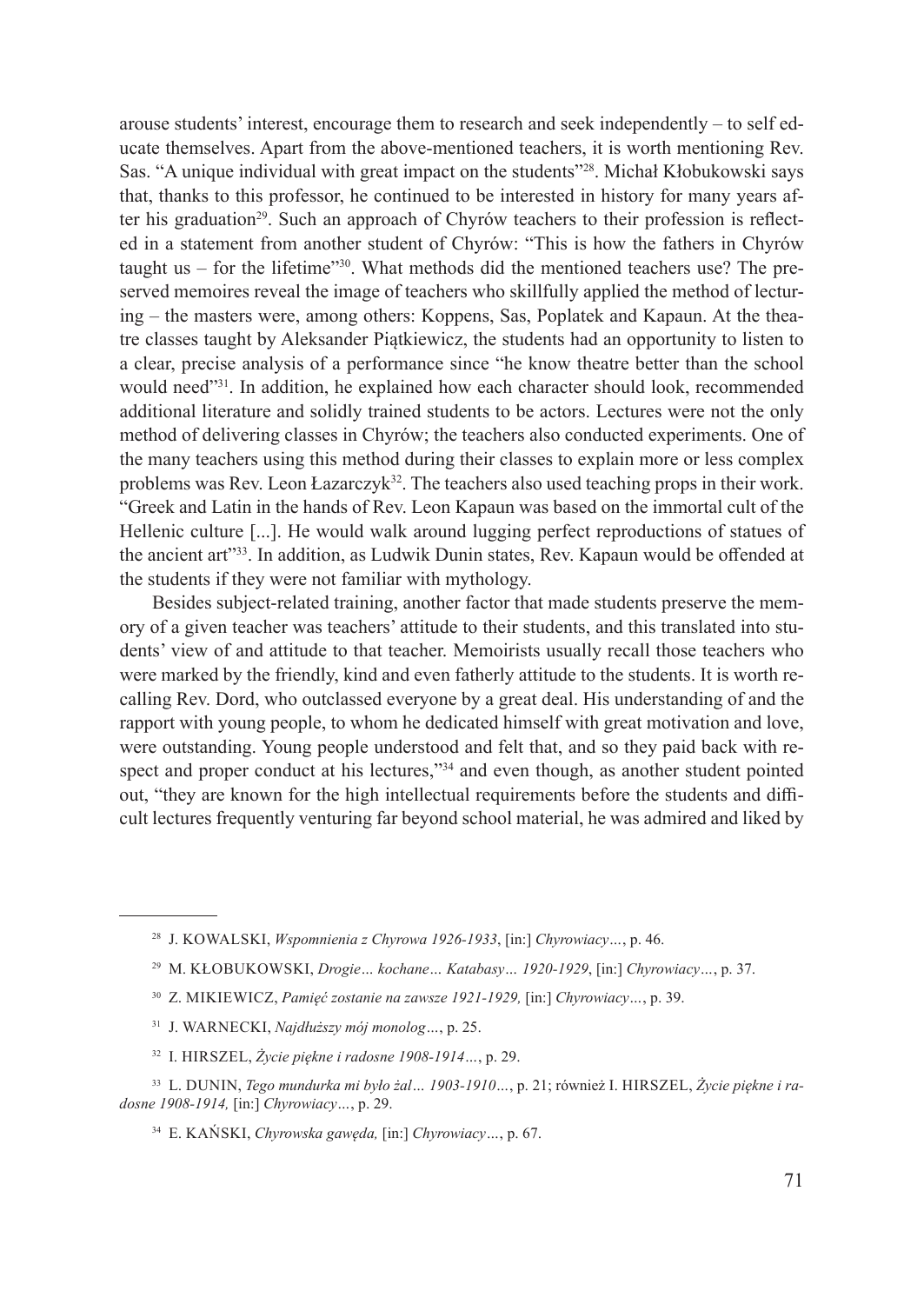arouse students' interest, encourage them to research and seek independently – to self educate themselves. Apart from the above-mentioned teachers, it is worth mentioning Rev. Sas. "A unique individual with great impact on the students"[28]. Michał Kłobukowski says that, thanks to this professor, he continued to be interested in history for many years after his graduation[29]. Such an approach of Chyrów teachers to their profession is reflected in a statement from another student of Chyrów: "This is how the fathers in Chyrów taught us – for the lifetime"[30]. What methods did the mentioned teachers use? The preserved memoires reveal the image of teachers who skillfully applied the method of lecturing – the masters were, among others: Koppens, Sas, Poplatek and Kapaun. At the theatre classes taught by Aleksander Piątkiewicz, the students had an opportunity to listen to a clear, precise analysis of a performance since "he know theatre better than the school would need"[31]. In addition, he explained how each character should look, recommended additional literature and solidly trained students to be actors. Lectures were not the only method of delivering classes in Chyrów; the teachers also conducted experiments. One of the many teachers using this method during their classes to explain more or less complex problems was Rev. Leon Łazarczyk[32]. The teachers also used teaching props in their work. "Greek and Latin in the hands of Rev. Leon Kapaun was based on the immortal cult of the Hellenic culture [...]. He would walk around lugging perfect reproductions of statues of the ancient art"[33]. In addition, as Ludwik Dunin states, Rev. Kapaun would be offended at the students if they were not familiar with mythology.

Besides subject-related training, another factor that made students preserve the memory of a given teacher was teachers' attitude to their students, and this translated into students' view of and attitude to that teacher. Memoirists usually recall those teachers who were marked by the friendly, kind and even fatherly attitude to the students. It is worth recalling Rev. Dord, who outclassed everyone by a great deal. His understanding of and the rapport with young people, to whom he dedicated himself with great motivation and love, were outstanding. Young people understood and felt that, and so they paid back with respect and proper conduct at his lectures,"[34] and even though, as another student pointed out, "they are known for the high intellectual requirements before the students and difficult lectures frequently venturing far beyond school material, he was admired and liked by

---

[28] J. KOWALSKI, *Wspomnienia z Chyrowa 1926-1933*, [in:] *Chyrowiacy…*, p. 46.

[29] M. KŁOBUKOWSKI, *Drogie… kochane… Katabasy… 1920-1929*, [in:] *Chyrowiacy…*, p. 37.

[30] Z. MIKIEWICZ, *Pamięć zostanie na zawsze 1921-1929,* [in:] *Chyrowiacy…*, p. 39.

[31] J. WARNECKI, *Najdłuższy mój monolog…*, p. 25.

[32] I. HIRSZEL, *Życie piękne i radosne 1908-1914…*, p. 29.

[33] L. DUNIN, *Tego mundurka mi było żal… 1903-1910…*, p. 21; również I. HIRSZEL, *Życie piękne i radosne 1908-1914,* [in:] *Chyrowiacy…*, p. 29.

[34] E. KAŃSKI, *Chyrowska gawęda,* [in:] *Chyrowiacy…*, p. 67.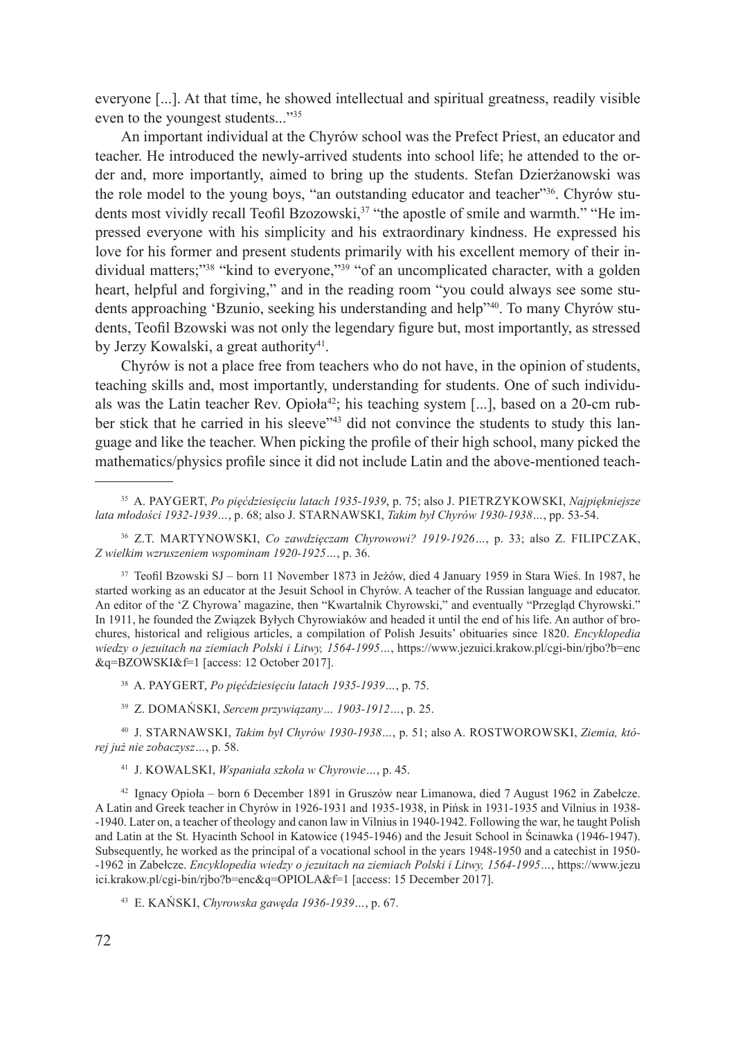everyone [...]. At that time, he showed intellectual and spiritual greatness, readily visible even to the youngest students..."[35]

An important individual at the Chyrów school was the Prefect Priest, an educator and teacher. He introduced the newly-arrived students into school life; he attended to the order and, more importantly, aimed to bring up the students. Stefan Dzierżanowski was the role model to the young boys, "an outstanding educator and teacher"[36]. Chyrów students most vividly recall Teofil Bzozowski,[37] "the apostle of smile and warmth." "He impressed everyone with his simplicity and his extraordinary kindness. He expressed his love for his former and present students primarily with his excellent memory of their individual matters;"[38] "kind to everyone,"[39] "of an uncomplicated character, with a golden heart, helpful and forgiving," and in the reading room "you could always see some students approaching 'Bzunio, seeking his understanding and help"[40]. To many Chyrów students, Teofil Bzowski was not only the legendary figure but, most importantly, as stressed by Jerzy Kowalski, a great authority[41].

Chyrów is not a place free from teachers who do not have, in the opinion of students, teaching skills and, most importantly, understanding for students. One of such individuals was the Latin teacher Rev. Opioła[42]; his teaching system [...], based on a 20-cm rubber stick that he carried in his sleeve"[43] did not convince the students to study this language and like the teacher. When picking the profile of their high school, many picked the mathematics/physics profile since it did not include Latin and the above-mentioned teach-

---

[35] A. PAYGERT, *Po pięćdziesięciu latach 1935-1939*, p. 75; also J. PIETRZYKOWSKI, *Najpiękniejsze lata młodości 1932-1939…*, p. 68; also J. STARNAWSKI, *Takim był Chyrów 1930-1938…*, pp. 53-54.

[36] Z.T. MARTYNOWSKI, *Co zawdzięczam Chyrowowi? 1919-1926…*, p. 33; also Z. FILIPCZAK, *Z wielkim wzruszeniem wspominam 1920-1925…*, p. 36.

[37] Teofil Bzowski SJ – born 11 November 1873 in Jeżów, died 4 January 1959 in Stara Wieś. In 1987, he started working as an educator at the Jesuit School in Chyrów. A teacher of the Russian language and educator. An editor of the 'Z Chyrowa' magazine, then "Kwartalnik Chyrowski," and eventually "Przegląd Chyrowski." In 1911, he founded the Związek Byłych Chyrowiaków and headed it until the end of his life. An author of brochures, historical and religious articles, a compilation of Polish Jesuits' obituaries since 1820. *Encyklopedia wiedzy o jezuitach na ziemiach Polski i Litwy, 1564-1995…*, https://www.jezuici.krakow.pl/cgi-bin/rjbo?b=enc&q=BZOWSKI&f=1 [access: 12 October 2017].

[38] A. PAYGERT, *Po pięćdziesięciu latach 1935-1939…*, p. 75.

[39] Z. DOMAŃSKI, *Sercem przywiązany… 1903-1912…*, p. 25.

[40] J. STARNAWSKI, *Takim był Chyrów 1930-1938…*, p. 51; also A. ROSTWOROWSKI, *Ziemia, której już nie zobaczysz…*, p. 58.

[41] J. KOWALSKI, *Wspaniała szkoła w Chyrowie…*, p. 45.

[42] Ignacy Opioła – born 6 December 1891 in Gruszów near Limanowa, died 7 August 1962 in Zabełcze. A Latin and Greek teacher in Chyrów in 1926-1931 and 1935-1938, in Pińsk in 1931-1935 and Vilnius in 1938-1940. Later on, a teacher of theology and canon law in Vilnius in 1940-1942. Following the war, he taught Polish and Latin at the St. Hyacinth School in Katowice (1945-1946) and the Jesuit School in Ścinawka (1946-1947). Subsequently, he worked as the principal of a vocational school in the years 1948-1950 and a catechist in 1950-1962 in Zabełcze. *Encyklopedia wiedzy o jezuitach na ziemiach Polski i Litwy, 1564-1995…*, https://www.jezuici.krakow.pl/cgi-bin/rjbo?b=enc&q=OPIOLA&f=1 [access: 15 December 2017].

[43] E. KAŃSKI, *Chyrowska gawęda 1936-1939…*, p. 67.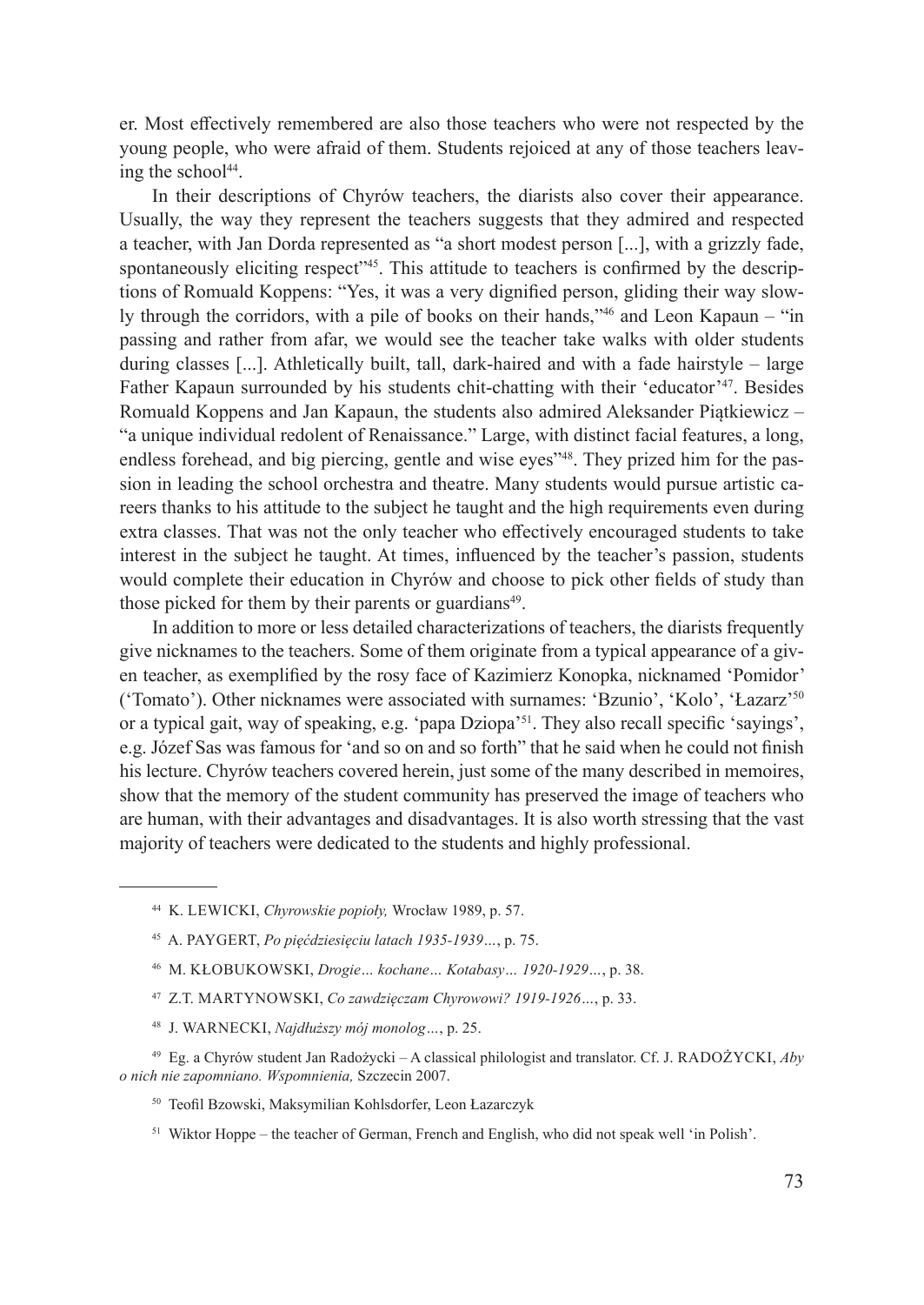er. Most effectively remembered are also those teachers who were not respected by the young people, who were afraid of them. Students rejoiced at any of those teachers leaving the school[44].

In their descriptions of Chyrów teachers, the diarists also cover their appearance. Usually, the way they represent the teachers suggests that they admired and respected a teacher, with Jan Dorda represented as "a short modest person [...], with a grizzly fade, spontaneously eliciting respect"[45]. This attitude to teachers is confirmed by the descriptions of Romuald Koppens: "Yes, it was a very dignified person, gliding their way slowly through the corridors, with a pile of books on their hands,"[46] and Leon Kapaun – "in passing and rather from afar, we would see the teacher take walks with older students during classes [...]. Athletically built, tall, dark-haired and with a fade hairstyle – large Father Kapaun surrounded by his students chit-chatting with their 'educator'[47]. Besides Romuald Koppens and Jan Kapaun, the students also admired Aleksander Piątkiewicz – "a unique individual redolent of Renaissance." Large, with distinct facial features, a long, endless forehead, and big piercing, gentle and wise eyes"[48]. They prized him for the passion in leading the school orchestra and theatre. Many students would pursue artistic careers thanks to his attitude to the subject he taught and the high requirements even during extra classes. That was not the only teacher who effectively encouraged students to take interest in the subject he taught. At times, influenced by the teacher's passion, students would complete their education in Chyrów and choose to pick other fields of study than those picked for them by their parents or guardians[49].

In addition to more or less detailed characterizations of teachers, the diarists frequently give nicknames to the teachers. Some of them originate from a typical appearance of a given teacher, as exemplified by the rosy face of Kazimierz Konopka, nicknamed 'Pomidor' ('Tomato'). Other nicknames were associated with surnames: 'Bzunio', 'Kolo', 'Łazarz'[50] or a typical gait, way of speaking, e.g. 'papa Dziopa'[51]. They also recall specific 'sayings', e.g. Józef Sas was famous for 'and so on and so forth" that he said when he could not finish his lecture. Chyrów teachers covered herein, just some of the many described in memoires, show that the memory of the student community has preserved the image of teachers who are human, with their advantages and disadvantages. It is also worth stressing that the vast majority of teachers were dedicated to the students and highly professional.

---

[44] K. LEWICKI, *Chyrowskie popioły,* Wrocław 1989, p. 57.

[45] A. PAYGERT, *Po pięćdziesięciu latach 1935-1939…*, p. 75.

[46] M. KŁOBUKOWSKI, *Drogie… kochane… Kotabasy… 1920-1929…*, p. 38.

[47] Z.T. MARTYNOWSKI, *Co zawdzięczam Chyrowowi? 1919-1926…*, p. 33.

[48] J. WARNECKI, *Najdłuższy mój monolog…*, p. 25.

[49] Eg. a Chyrów student Jan Radożycki – A classical philologist and translator. Cf. J. RADOŻYCKI, *Aby o nich nie zapomniano. Wspomnienia,* Szczecin 2007.

[50] Teofil Bzowski, Maksymilian Kohlsdorfer, Leon Łazarczyk

[51] Wiktor Hoppe – the teacher of German, French and English, who did not speak well 'in Polish'.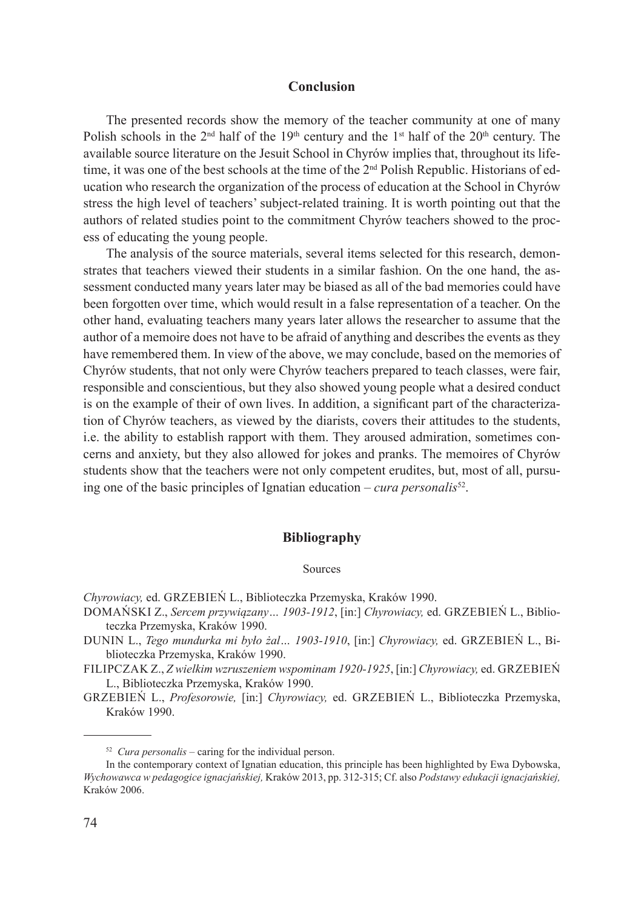## Conclusion

The presented records show the memory of the teacher community at one of many Polish schools in the 2nd half of the 19th century and the 1st half of the 20th century. The available source literature on the Jesuit School in Chyrów implies that, throughout its lifetime, it was one of the best schools at the time of the 2nd Polish Republic. Historians of education who research the organization of the process of education at the School in Chyrów stress the high level of teachers' subject-related training. It is worth pointing out that the authors of related studies point to the commitment Chyrów teachers showed to the process of educating the young people.

The analysis of the source materials, several items selected for this research, demonstrates that teachers viewed their students in a similar fashion. On the one hand, the assessment conducted many years later may be biased as all of the bad memories could have been forgotten over time, which would result in a false representation of a teacher. On the other hand, evaluating teachers many years later allows the researcher to assume that the author of a memoire does not have to be afraid of anything and describes the events as they have remembered them. In view of the above, we may conclude, based on the memories of Chyrów students, that not only were Chyrów teachers prepared to teach classes, were fair, responsible and conscientious, but they also showed young people what a desired conduct is on the example of their of own lives. In addition, a significant part of the characterization of Chyrów teachers, as viewed by the diarists, covers their attitudes to the students, i.e. the ability to establish rapport with them. They aroused admiration, sometimes concerns and anxiety, but they also allowed for jokes and pranks. The memoires of Chyrów students show that the teachers were not only competent erudites, but, most of all, pursuing one of the basic principles of Ignatian education – *cura personalis*[52].

## Bibliography

### Sources

*Chyrowiacy,* ed. GRZEBIEŃ L., Biblioteczka Przemyska, Kraków 1990.

DOMAŃSKI Z., *Sercem przywiązany… 1903-1912*, [in:] *Chyrowiacy,* ed. GRZEBIEŃ L., Biblioteczka Przemyska, Kraków 1990.

DUNIN L., *Tego mundurka mi było żal… 1903-1910*, [in:] *Chyrowiacy,* ed. GRZEBIEŃ L., Biblioteczka Przemyska, Kraków 1990.

FILIPCZAK Z., *Z wielkim wzruszeniem wspominam 1920-1925*, [in:] *Chyrowiacy,* ed. GRZEBIEŃ L., Biblioteczka Przemyska, Kraków 1990.

GRZEBIEŃ L., *Profesorowie,* [in:] *Chyrowiacy,* ed. GRZEBIEŃ L., Biblioteczka Przemyska, Kraków 1990.

---

[52] *Cura personalis* – caring for the individual person.

In the contemporary context of Ignatian education, this principle has been highlighted by Ewa Dybowska, *Wychowawca w pedagogice ignacjańskiej,* Kraków 2013, pp. 312-315; Cf. also *Podstawy edukacji ignacjańskiej,* Kraków 2006.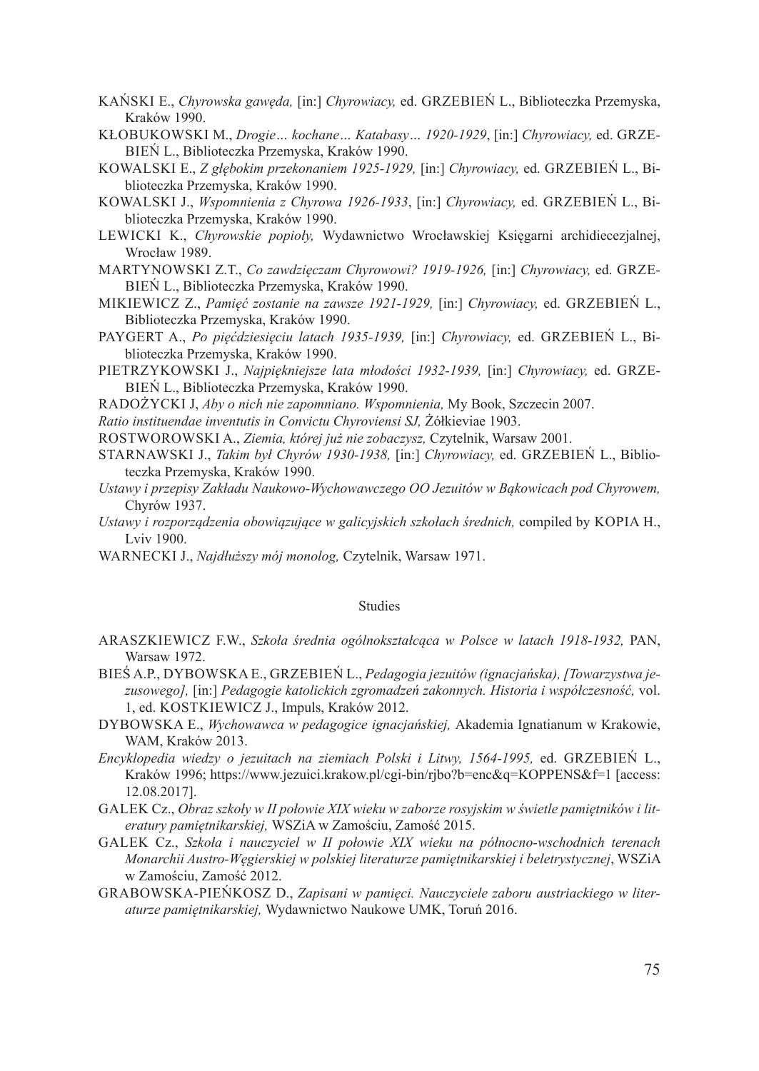KAŃSKI E., *Chyrowska gawęda,* [in:] *Chyrowiacy,* ed. GRZEBIEŃ L., Biblioteczka Przemyska, Kraków 1990.

KŁOBUKOWSKI M., *Drogie… kochane… Katabasy… 1920-1929*, [in:] *Chyrowiacy,* ed. GRZEBIEŃ L., Biblioteczka Przemyska, Kraków 1990.

KOWALSKI E., *Z głębokim przekonaniem 1925-1929,* [in:] *Chyrowiacy,* ed. GRZEBIEŃ L., Biblioteczka Przemyska, Kraków 1990.

KOWALSKI J., *Wspomnienia z Chyrowa 1926-1933*, [in:] *Chyrowiacy,* ed. GRZEBIEŃ L., Biblioteczka Przemyska, Kraków 1990.

LEWICKI K., *Chyrowskie popioły,* Wydawnictwo Wrocławskiej Księgarni archidiecezjalnej, Wrocław 1989.

MARTYNOWSKI Z.T., *Co zawdzięczam Chyrowowi? 1919-1926,* [in:] *Chyrowiacy,* ed. GRZEBIEŃ L., Biblioteczka Przemyska, Kraków 1990.

MIKIEWICZ Z., *Pamięć zostanie na zawsze 1921-1929,* [in:] *Chyrowiacy,* ed. GRZEBIEŃ L., Biblioteczka Przemyska, Kraków 1990.

PAYGERT A., *Po pięćdziesięciu latach 1935-1939,* [in:] *Chyrowiacy,* ed. GRZEBIEŃ L., Biblioteczka Przemyska, Kraków 1990.

PIETRZYKOWSKI J., *Najpiękniejsze lata młodości 1932-1939,* [in:] *Chyrowiacy,* ed. GRZEBIEŃ L., Biblioteczka Przemyska, Kraków 1990.

RADOŻYCKI J, *Aby o nich nie zapomniano. Wspomnienia,* My Book, Szczecin 2007.

*Ratio instituendae inventutis in Convictu Chyroviensi SJ,* Żółkieviae 1903.

ROSTWOROWSKI A., *Ziemia, której już nie zobaczysz,* Czytelnik, Warsaw 2001.

STARNAWSKI J., *Takim był Chyrów 1930-1938,* [in:] *Chyrowiacy,* ed. GRZEBIEŃ L., Biblioteczka Przemyska, Kraków 1990.

*Ustawy i przepisy Zakładu Naukowo-Wychowawczego OO Jezuitów w Bąkowicach pod Chyrowem,* Chyrów 1937.

*Ustawy i rozporządzenia obowiązujące w galicyjskich szkołach średnich,* compiled by KOPIA H., Lviv 1900.

WARNECKI J., *Najdłuższy mój monolog,* Czytelnik, Warsaw 1971.

## Studies

ARASZKIEWICZ F.W., *Szkoła średnia ogólnokształcąca w Polsce w latach 1918-1932,* PAN, Warsaw 1972.

BIEŚ A.P., DYBOWSKA E., GRZEBIEŃ L., *Pedagogia jezuitów (ignacjańska), [Towarzystwa jezusowego],* [in:] *Pedagogie katolickich zgromadzeń zakonnych. Historia i współczesność,* vol. 1, ed. KOSTKIEWICZ J., Impuls, Kraków 2012.

DYBOWSKA E., *Wychowawca w pedagogice ignacjańskiej,* Akademia Ignatianum w Krakowie, WAM, Kraków 2013.

*Encyklopedia wiedzy o jezuitach na ziemiach Polski i Litwy, 1564-1995,* ed. GRZEBIEŃ L., Kraków 1996; https://www.jezuici.krakow.pl/cgi-bin/rjbo?b=enc&q=KOPPENS&f=1 [access: 12.08.2017].

GALEK Cz., *Obraz szkoły w II połowie XIX wieku w zaborze rosyjskim w świetle pamiętników i literatury pamiętnikarskiej,* WSZiA w Zamościu, Zamość 2015.

GALEK Cz., *Szkoła i nauczyciel w II połowie XIX wieku na północno-wschodnich terenach Monarchii Austro-Węgierskiej w polskiej literaturze pamiętnikarskiej i beletrystycznej*, WSZiA w Zamościu, Zamość 2012.

GRABOWSKA-PIEŃKOSZ D., *Zapisani w pamięci. Nauczyciele zaboru austriackiego w literaturze pamiętnikarskiej,* Wydawnictwo Naukowe UMK, Toruń 2016.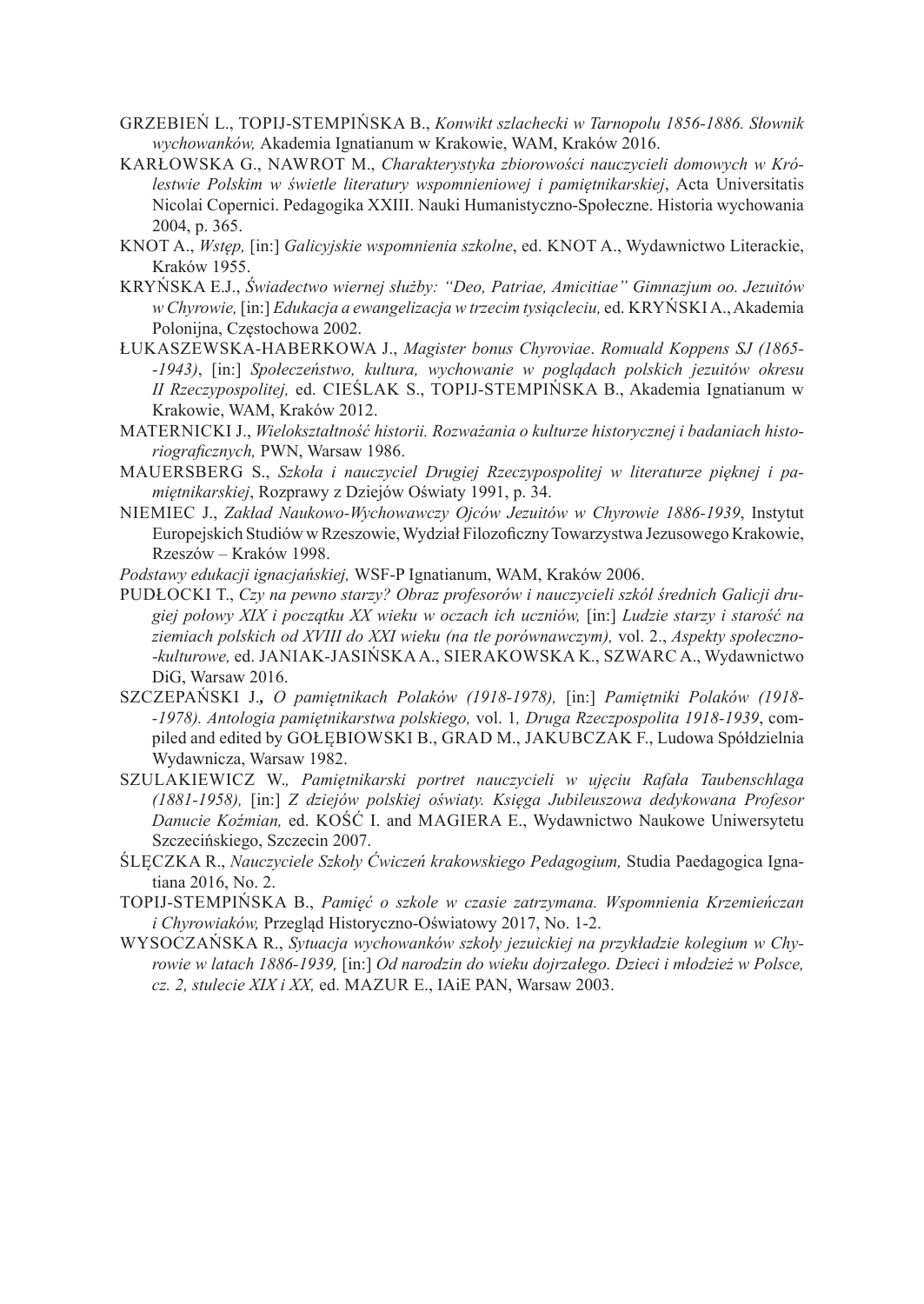GRZEBIEŃ L., TOPIJ-STEMPIŃSKA B., *Konwikt szlachecki w Tarnopolu 1856-1886. Słownik wychowanków,* Akademia Ignatianum w Krakowie, WAM, Kraków 2016.

KARŁOWSKA G., NAWROT M., *Charakterystyka zbiorowości nauczycieli domowych w Królestwie Polskim w świetle literatury wspomnieniowej i pamiętnikarskiej*, Acta Universitatis Nicolai Copernici. Pedagogika XXIII. Nauki Humanistyczno-Społeczne. Historia wychowania 2004, p. 365.

KNOT A., *Wstęp,* [in:] *Galicyjskie wspomnienia szkolne*, ed. KNOT A., Wydawnictwo Literackie, Kraków 1955.

KRYŃSKA E.J., *Świadectwo wiernej służby: "Deo, Patriae, Amicitiae" Gimnazjum oo. Jezuitów w Chyrowie,* [in:] *Edukacja a ewangelizacja w trzecim tysiącleciu,* ed. KRYŃSKI A., Akademia Polonijna, Częstochowa 2002.

ŁUKASZEWSKA-HABERKOWA J., *Magister bonus Chyroviae*. *Romuald Koppens SJ (1865--1943)*, [in:] *Społeczeństwo, kultura, wychowanie w poglądach polskich jezuitów okresu II Rzeczypospolitej,* ed. CIEŚLAK S., TOPIJ-STEMPIŃSKA B., Akademia Ignatianum w Krakowie, WAM, Kraków 2012.

MATERNICKI J., *Wielokształtność historii. Rozważania o kulturze historycznej i badaniach historiograficznych,* PWN, Warsaw 1986.

MAUERSBERG S., *Szkoła i nauczyciel Drugiej Rzeczypospolitej w literaturze pięknej i pamiętnikarskiej*, Rozprawy z Dziejów Oświaty 1991, p. 34.

NIEMIEC J., *Zakład Naukowo-Wychowawczy Ojców Jezuitów w Chyrowie 1886-1939*, Instytut Europejskich Studiów w Rzeszowie, Wydział Filozoficzny Towarzystwa Jezusowego Krakowie, Rzeszów – Kraków 1998.

*Podstawy edukacji ignacjańskiej,* WSF-P Ignatianum, WAM, Kraków 2006.

PUDŁOCKI T., *Czy na pewno starzy? Obraz profesorów i nauczycieli szkół średnich Galicji drugiej połowy XIX i początku XX wieku w oczach ich uczniów,* [in:] *Ludzie starzy i starość na ziemiach polskich od XVIII do XXI wieku (na tle porównawczym),* vol. 2., *Aspekty społeczno--kulturowe,* ed. JANIAK-JASIŃSKA A., SIERAKOWSKA K., SZWARC A., Wydawnictwo DiG, Warsaw 2016.

SZCZEPAŃSKI J.**,** *O pamiętnikach Polaków (1918-1978),* [in:] *Pamiętniki Polaków (1918--1978). Antologia pamiętnikarstwa polskiego,* vol. 1*, Druga Rzeczpospolita 1918-1939*, compiled and edited by GOŁĘBIOWSKI B., GRAD M., JAKUBCZAK F., Ludowa Spółdzielnia Wydawnicza, Warsaw 1982.

SZULAKIEWICZ W.*, Pamiętnikarski portret nauczycieli w ujęciu Rafała Taubenschlaga (1881-1958),* [in:] *Z dziejów polskiej oświaty. Księga Jubileuszowa dedykowana Profesor Danucie Koźmian,* ed. KOŚĆ I. and MAGIERA E., Wydawnictwo Naukowe Uniwersytetu Szczecińskiego, Szczecin 2007.

ŚLĘCZKA R., *Nauczyciele Szkoły Ćwiczeń krakowskiego Pedagogium,* Studia Paedagogica Ignatiana 2016, No. 2.

TOPIJ-STEMPIŃSKA B., *Pamięć o szkole w czasie zatrzymana. Wspomnienia Krzemieńczan i Chyrowiaków,* Przegląd Historyczno-Oświatowy 2017, No. 1-2.

WYSOCZAŃSKA R., *Sytuacja wychowanków szkoły jezuickiej na przykładzie kolegium w Chyrowie w latach 1886-1939,* [in:] *Od narodzin do wieku dojrzałego. Dzieci i młodzież w Polsce, cz. 2, stulecie XIX i XX,* ed. MAZUR E., IAiE PAN, Warsaw 2003.